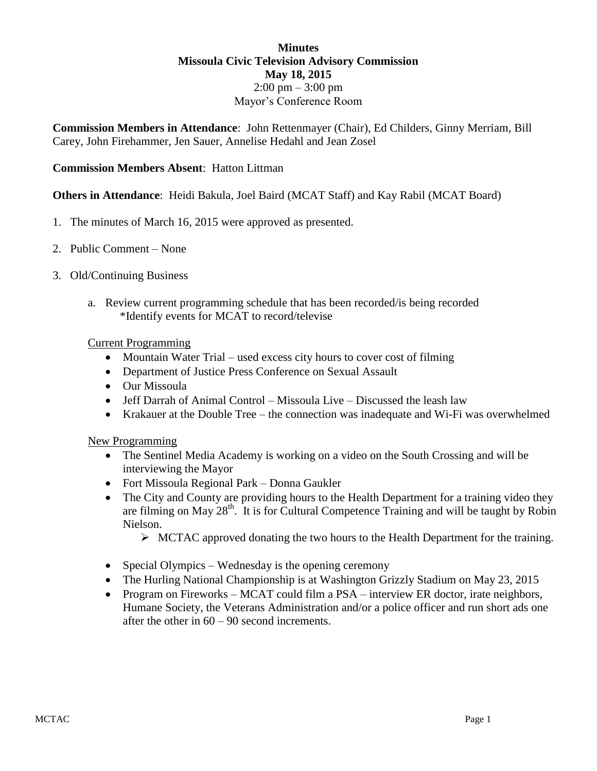**Minutes**
**Missoula Civic Television Advisory Commission**
**May 18, 2015**
2:00 pm – 3:00 pm
Mayor's Conference Room

**Commission Members in Attendance**: John Rettenmayer (Chair), Ed Childers, Ginny Merriam, Bill Carey, John Firehammer, Jen Sauer, Annelise Hedahl and Jean Zosel

**Commission Members Absent**: Hatton Littman

**Others in Attendance**: Heidi Bakula, Joel Baird (MCAT Staff) and Kay Rabil (MCAT Board)

1. The minutes of March 16, 2015 were approved as presented.

2. Public Comment – None

3. Old/Continuing Business

   a. Review current programming schedule that has been recorded/is being recorded
      *Identify events for MCAT to record/televise

   Current Programming

   - Mountain Water Trial – used excess city hours to cover cost of filming
   - Department of Justice Press Conference on Sexual Assault
   - Our Missoula
   - Jeff Darrah of Animal Control – Missoula Live – Discussed the leash law
   - Krakauer at the Double Tree – the connection was inadequate and Wi-Fi was overwhelmed

   New Programming

   - The Sentinel Media Academy is working on a video on the South Crossing and will be interviewing the Mayor
   - Fort Missoula Regional Park – Donna Gaukler
   - The City and County are providing hours to the Health Department for a training video they are filming on May 28th. It is for Cultural Competence Training and will be taught by Robin Nielson.
     - MCTAC approved donating the two hours to the Health Department for the training.
   - Special Olympics – Wednesday is the opening ceremony
   - The Hurling National Championship is at Washington Grizzly Stadium on May 23, 2015
   - Program on Fireworks – MCAT could film a PSA – interview ER doctor, irate neighbors, Humane Society, the Veterans Administration and/or a police officer and run short ads one after the other in 60 – 90 second increments.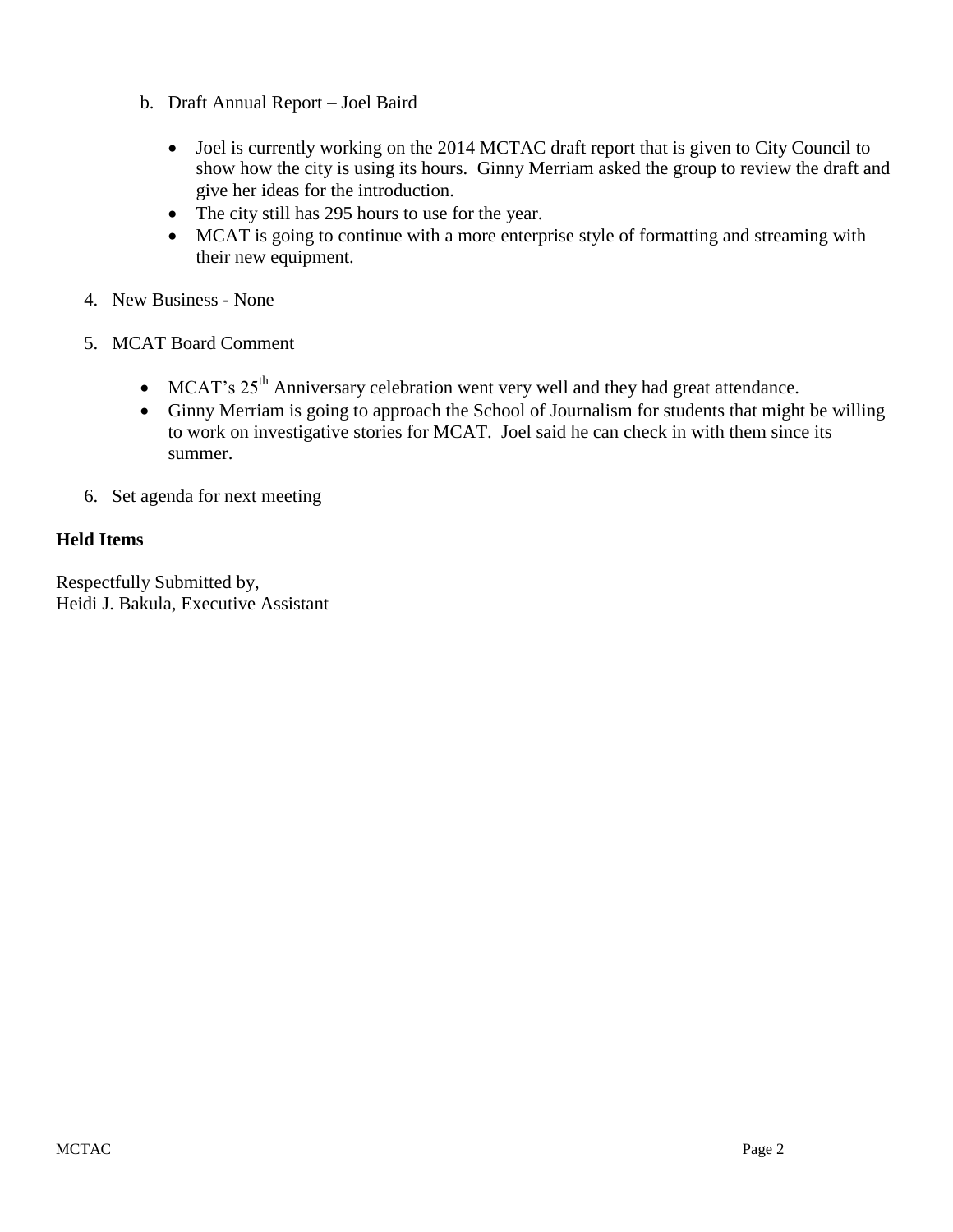b. Draft Annual Report – Joel Baird

- Joel is currently working on the 2014 MCTAC draft report that is given to City Council to show how the city is using its hours. Ginny Merriam asked the group to review the draft and give her ideas for the introduction.
- The city still has 295 hours to use for the year.
- MCAT is going to continue with a more enterprise style of formatting and streaming with their new equipment.

4. New Business - None

5. MCAT Board Comment

- MCAT's 25th Anniversary celebration went very well and they had great attendance.
- Ginny Merriam is going to approach the School of Journalism for students that might be willing to work on investigative stories for MCAT. Joel said he can check in with them since its summer.

6. Set agenda for next meeting

**Held Items**

Respectfully Submitted by,
Heidi J. Bakula, Executive Assistant